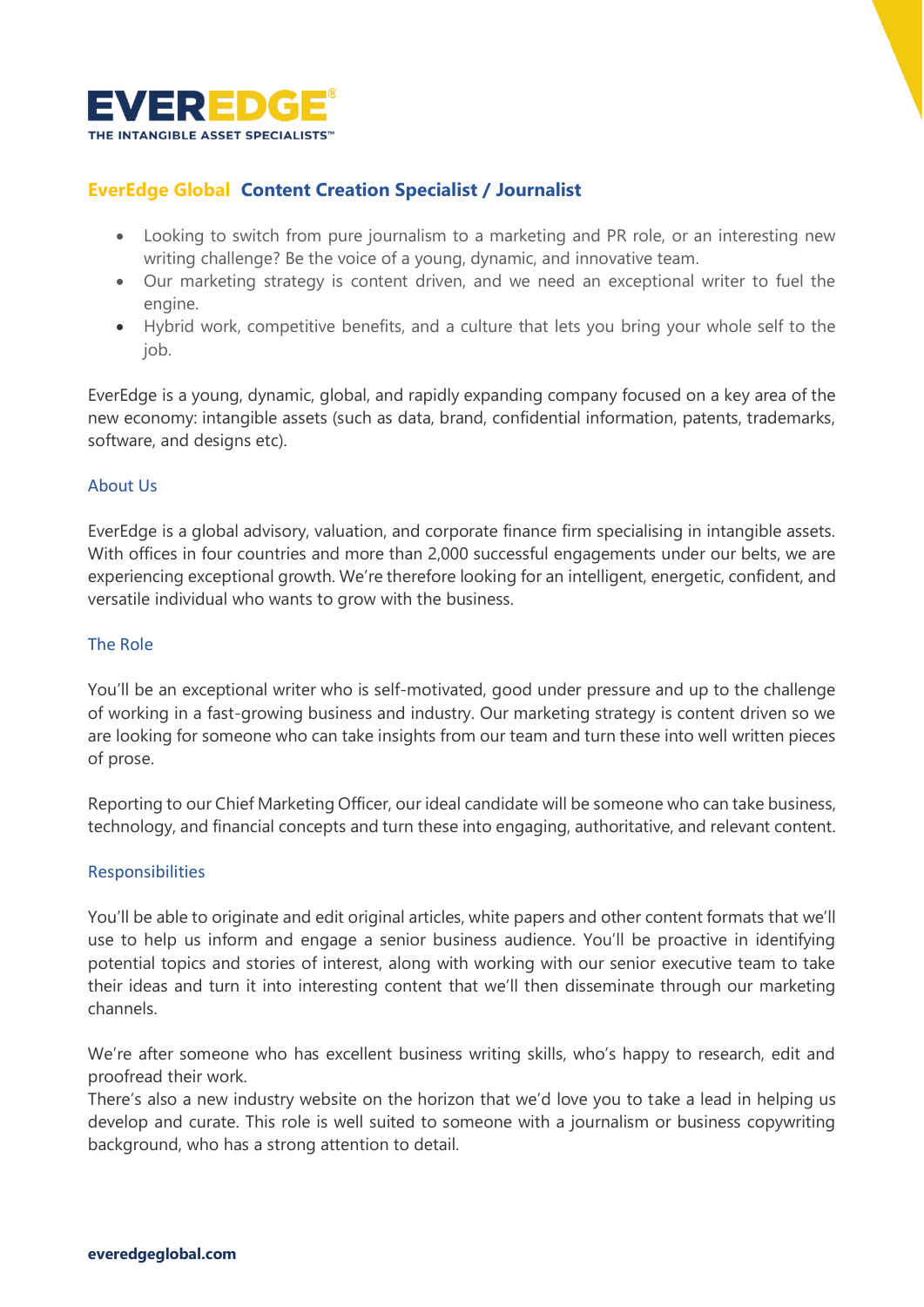**EVEREDGE®**
**THE INTANGIBLE ASSET SPECIALISTS™**

## EverEdge Global Content Creation Specialist / Journalist

- Looking to switch from pure journalism to a marketing and PR role, or an interesting new writing challenge? Be the voice of a young, dynamic, and innovative team.
- Our marketing strategy is content driven, and we need an exceptional writer to fuel the engine.
- Hybrid work, competitive benefits, and a culture that lets you bring your whole self to the job.

EverEdge is a young, dynamic, global, and rapidly expanding company focused on a key area of the new economy: intangible assets (such as data, brand, confidential information, patents, trademarks, software, and designs etc).

### About Us

EverEdge is a global advisory, valuation, and corporate finance firm specialising in intangible assets. With offices in four countries and more than 2,000 successful engagements under our belts, we are experiencing exceptional growth. We're therefore looking for an intelligent, energetic, confident, and versatile individual who wants to grow with the business.

### The Role

You'll be an exceptional writer who is self-motivated, good under pressure and up to the challenge of working in a fast-growing business and industry. Our marketing strategy is content driven so we are looking for someone who can take insights from our team and turn these into well written pieces of prose.

Reporting to our Chief Marketing Officer, our ideal candidate will be someone who can take business, technology, and financial concepts and turn these into engaging, authoritative, and relevant content.

### Responsibilities

You'll be able to originate and edit original articles, white papers and other content formats that we'll use to help us inform and engage a senior business audience. You'll be proactive in identifying potential topics and stories of interest, along with working with our senior executive team to take their ideas and turn it into interesting content that we'll then disseminate through our marketing channels.

We're after someone who has excellent business writing skills, who's happy to research, edit and proofread their work.
There's also a new industry website on the horizon that we'd love you to take a lead in helping us develop and curate. This role is well suited to someone with a journalism or business copywriting background, who has a strong attention to detail.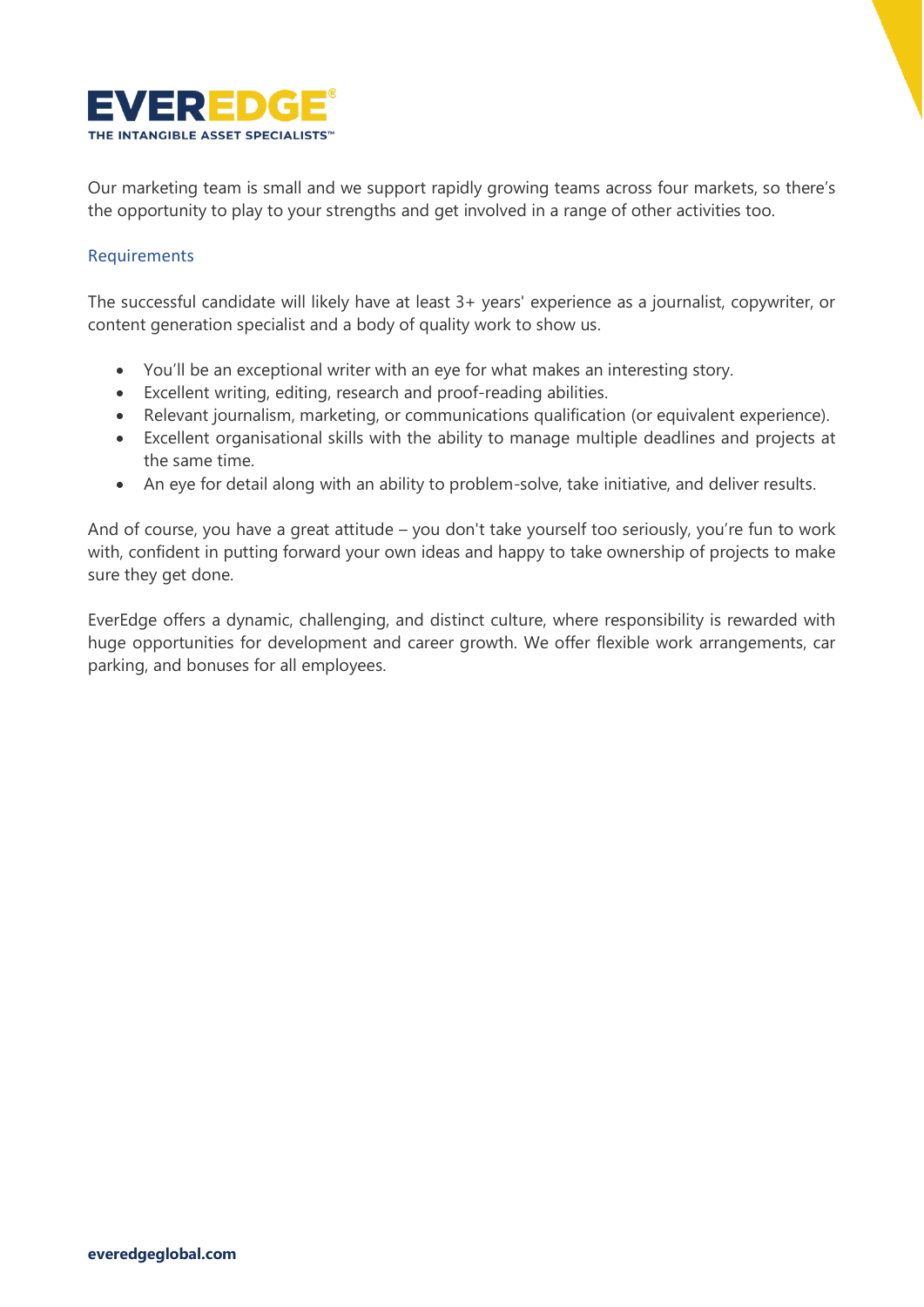Our marketing team is small and we support rapidly growing teams across four markets, so there's the opportunity to play to your strengths and get involved in a range of other activities too.

## Requirements

The successful candidate will likely have at least 3+ years' experience as a journalist, copywriter, or content generation specialist and a body of quality work to show us.

- You'll be an exceptional writer with an eye for what makes an interesting story.
- Excellent writing, editing, research and proof-reading abilities.
- Relevant journalism, marketing, or communications qualification (or equivalent experience).
- Excellent organisational skills with the ability to manage multiple deadlines and projects at the same time.
- An eye for detail along with an ability to problem-solve, take initiative, and deliver results.

And of course, you have a great attitude – you don't take yourself too seriously, you're fun to work with, confident in putting forward your own ideas and happy to take ownership of projects to make sure they get done.

EverEdge offers a dynamic, challenging, and distinct culture, where responsibility is rewarded with huge opportunities for development and career growth. We offer flexible work arrangements, car parking, and bonuses for all employees.